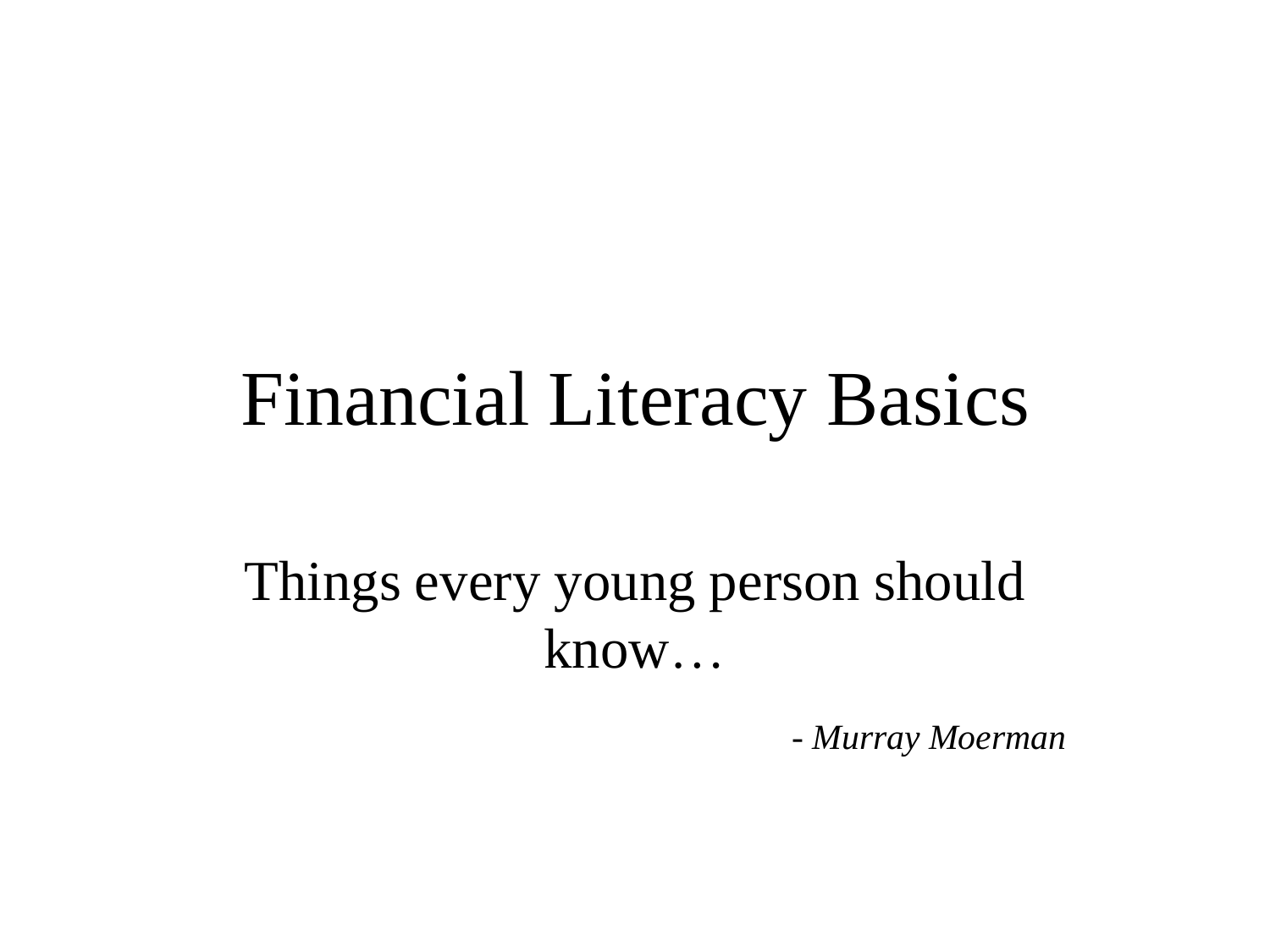# Financial Literacy Basics

Things every young person should know…

*- Murray Moerman*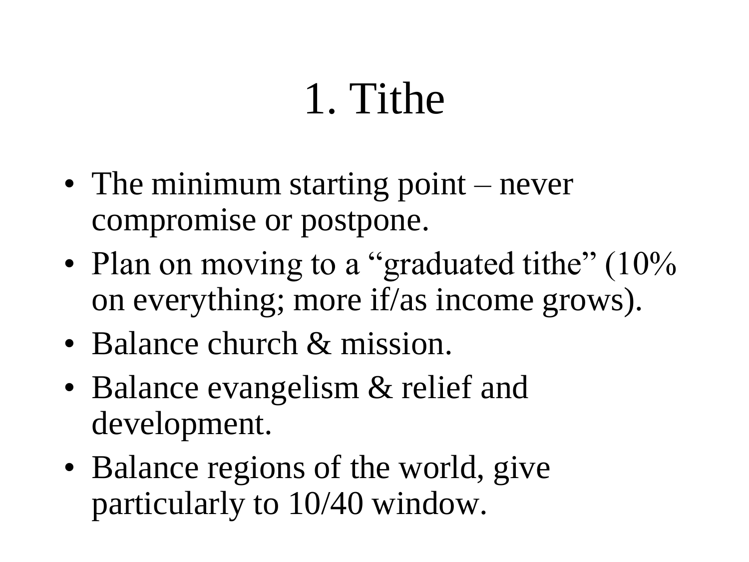# 1. Tithe

- The minimum starting point – never compromise or postpone.
- Plan on moving to a “graduated tithe” (10% on everything; more if/as income grows).
- Balance church & mission.
- Balance evangelism & relief and development.
- Balance regions of the world, give particularly to 10/40 window.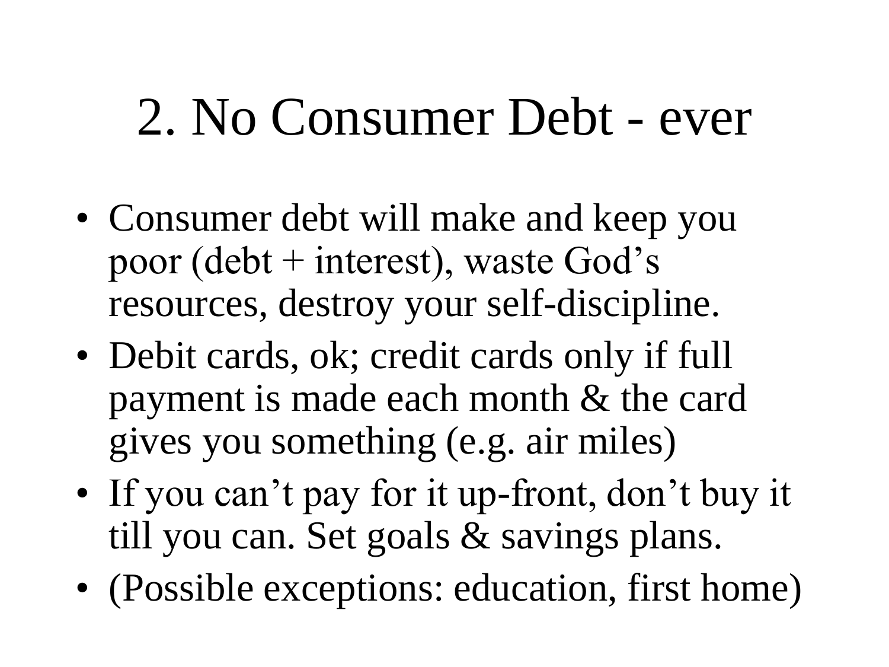# 2. No Consumer Debt - ever

- Consumer debt will make and keep you poor (debt + interest), waste God’s resources, destroy your self-discipline.
- Debit cards, ok; credit cards only if full payment is made each month & the card gives you something (e.g. air miles)
- If you can’t pay for it up-front, don’t buy it till you can. Set goals & savings plans.
- (Possible exceptions: education, first home)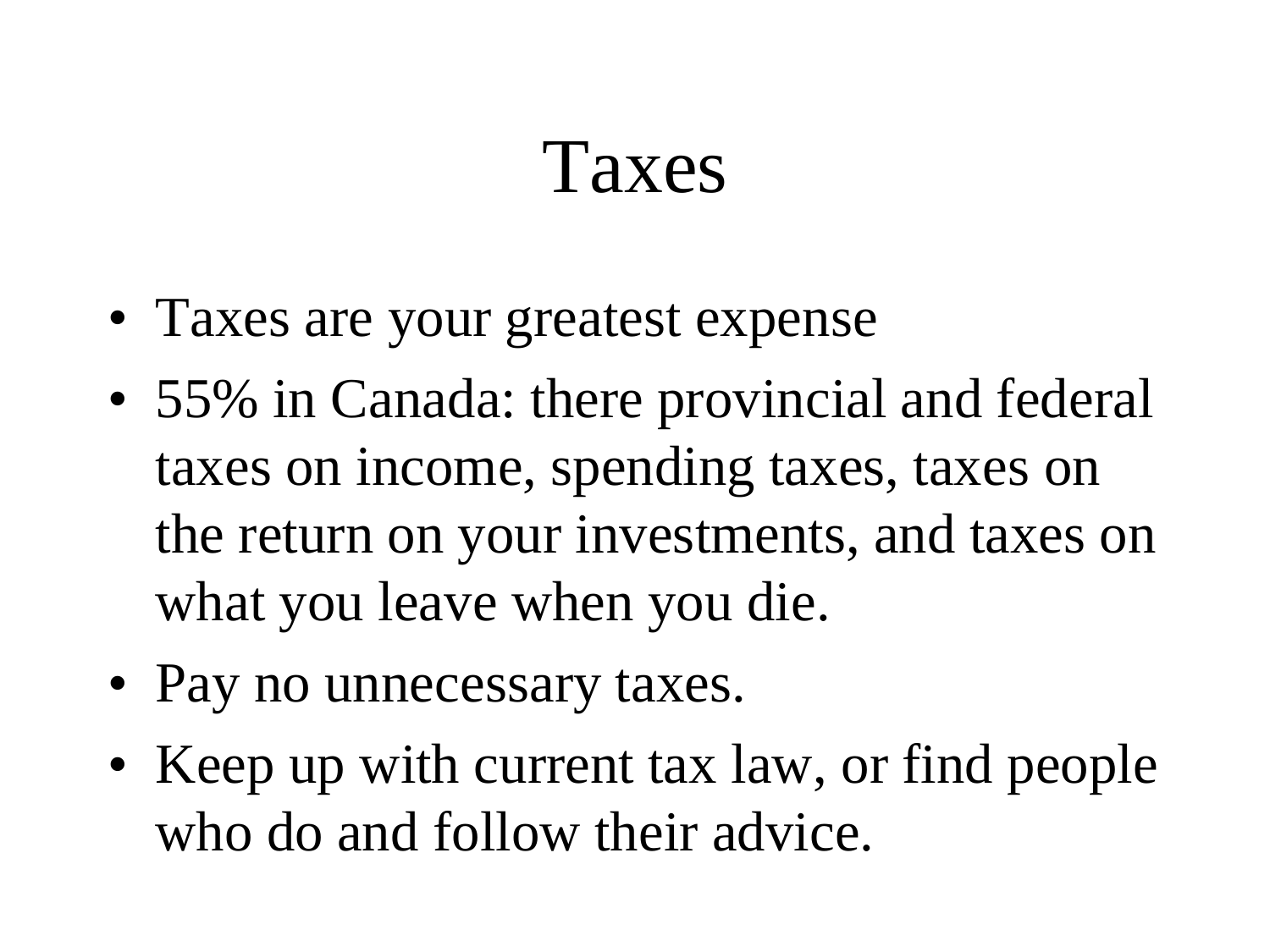# Taxes

- Taxes are your greatest expense
- 55% in Canada: there provincial and federal taxes on income, spending taxes, taxes on the return on your investments, and taxes on what you leave when you die.
- Pay no unnecessary taxes.
- Keep up with current tax law, or find people who do and follow their advice.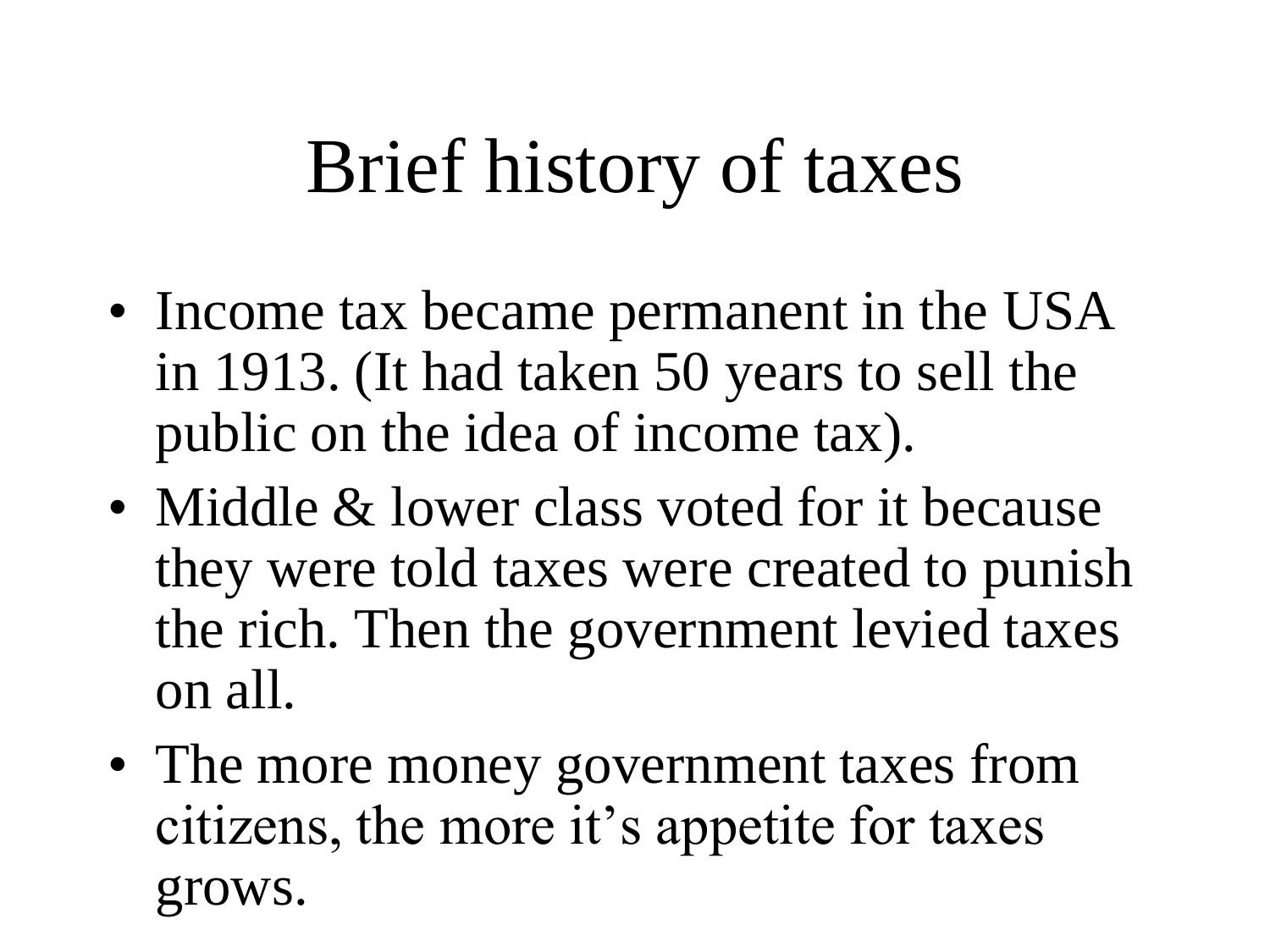# Brief history of taxes

- Income tax became permanent in the USA in 1913. (It had taken 50 years to sell the public on the idea of income tax).
- Middle & lower class voted for it because they were told taxes were created to punish the rich. Then the government levied taxes on all.
- The more money government taxes from citizens, the more it's appetite for taxes grows.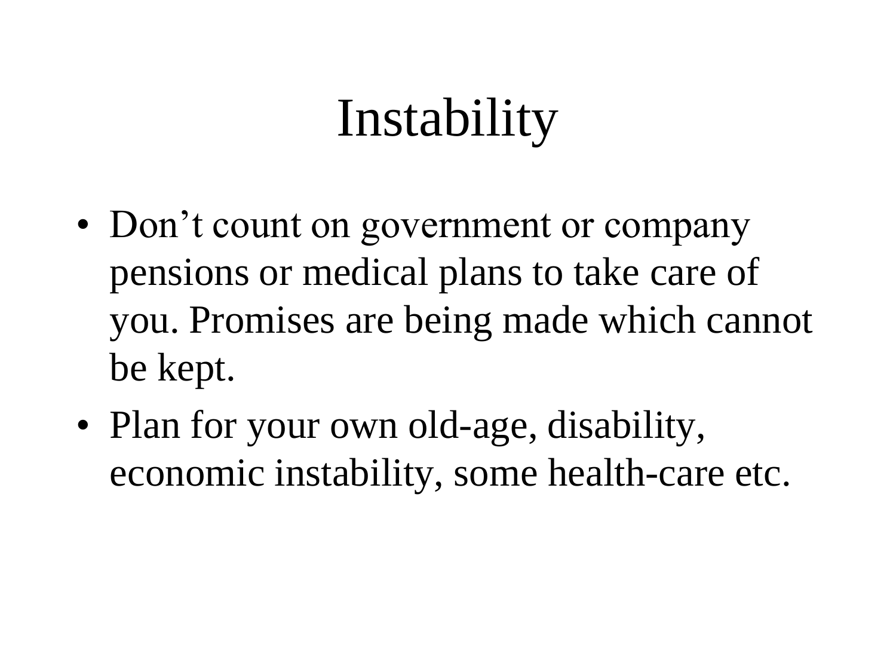# Instability

- Don’t count on government or company pensions or medical plans to take care of you. Promises are being made which cannot be kept.
- Plan for your own old-age, disability, economic instability, some health-care etc.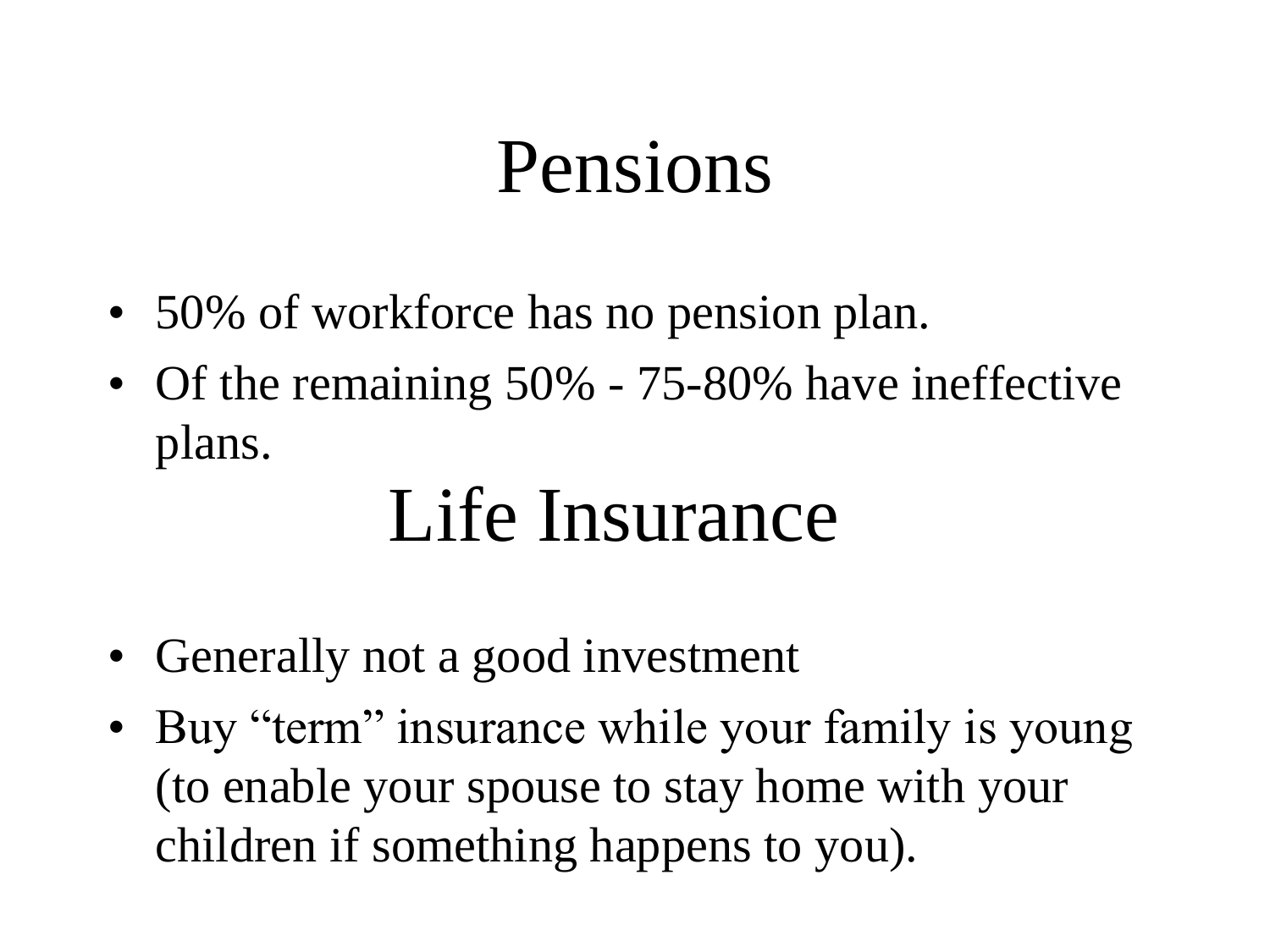# Pensions

- 50% of workforce has no pension plan.
- Of the remaining 50% - 75-80% have ineffective plans.

# Life Insurance

- Generally not a good investment
- Buy “term” insurance while your family is young (to enable your spouse to stay home with your children if something happens to you).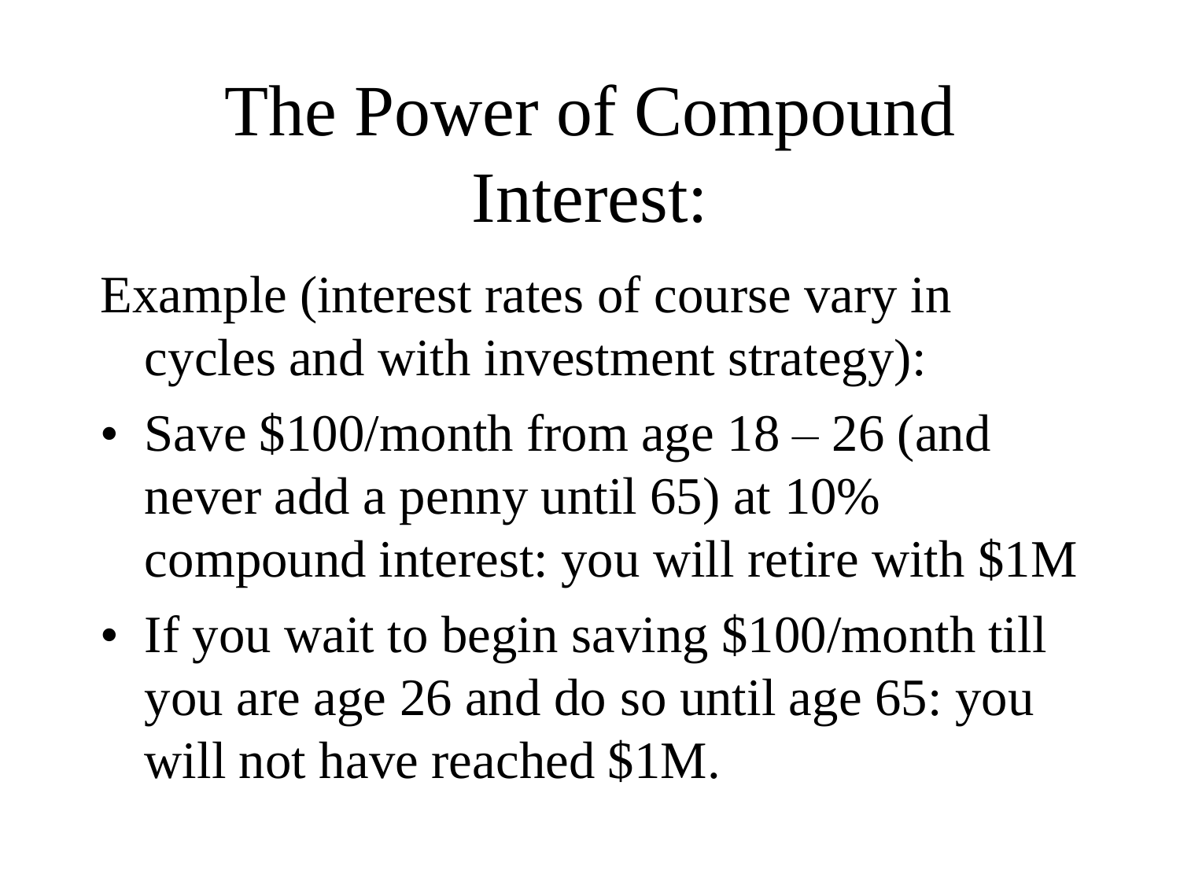# The Power of Compound Interest:

Example (interest rates of course vary in cycles and with investment strategy):

- Save $100/month from age 18 – 26 (and never add a penny until 65) at 10% compound interest: you will retire with $1M
- If you wait to begin saving $100/month till you are age 26 and do so until age 65: you will not have reached $1M.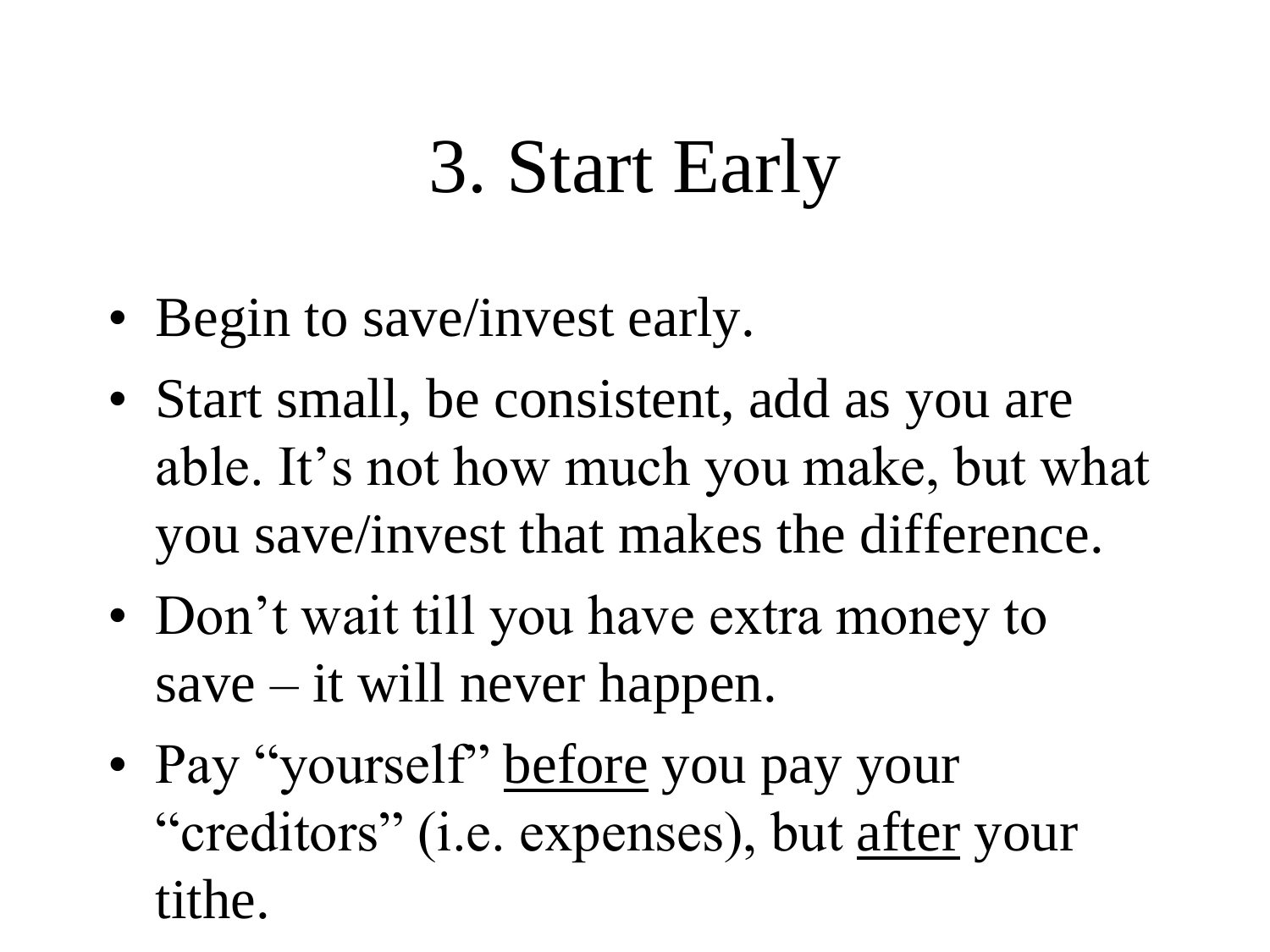# 3. Start Early

- Begin to save/invest early.
- Start small, be consistent, add as you are able. It's not how much you make, but what you save/invest that makes the difference.
- Don't wait till you have extra money to save – it will never happen.
- Pay "yourself" <u>before</u> you pay your "creditors" (i.e. expenses), but <u>after</u> your tithe.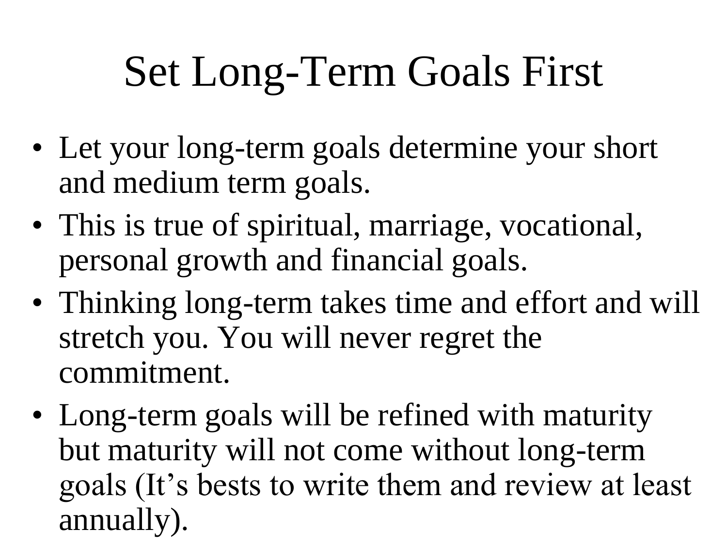# Set Long-Term Goals First

- Let your long-term goals determine your short and medium term goals.
- This is true of spiritual, marriage, vocational, personal growth and financial goals.
- Thinking long-term takes time and effort and will stretch you. You will never regret the commitment.
- Long-term goals will be refined with maturity but maturity will not come without long-term goals (It's bests to write them and review at least annually).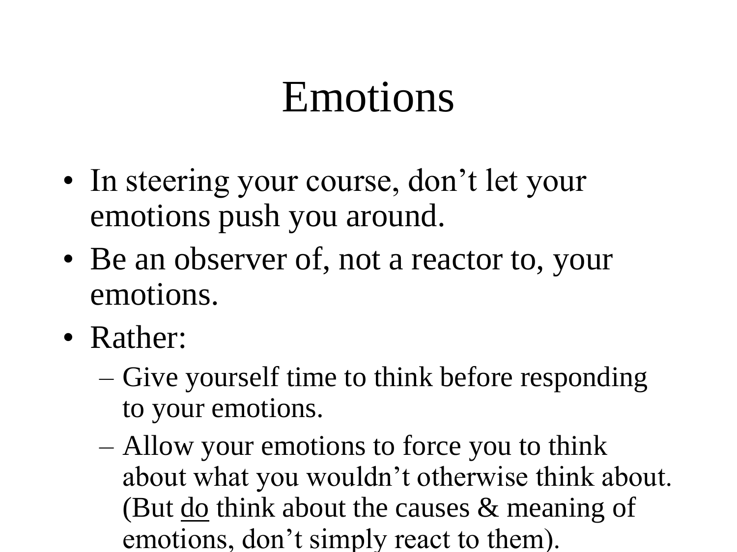# Emotions

- In steering your course, don’t let your emotions push you around.
- Be an observer of, not a reactor to, your emotions.
- Rather:
  - Give yourself time to think before responding to your emotions.
  - Allow your emotions to force you to think about what you wouldn’t otherwise think about. (But <u>do</u> think about the causes & meaning of emotions, don’t simply react to them).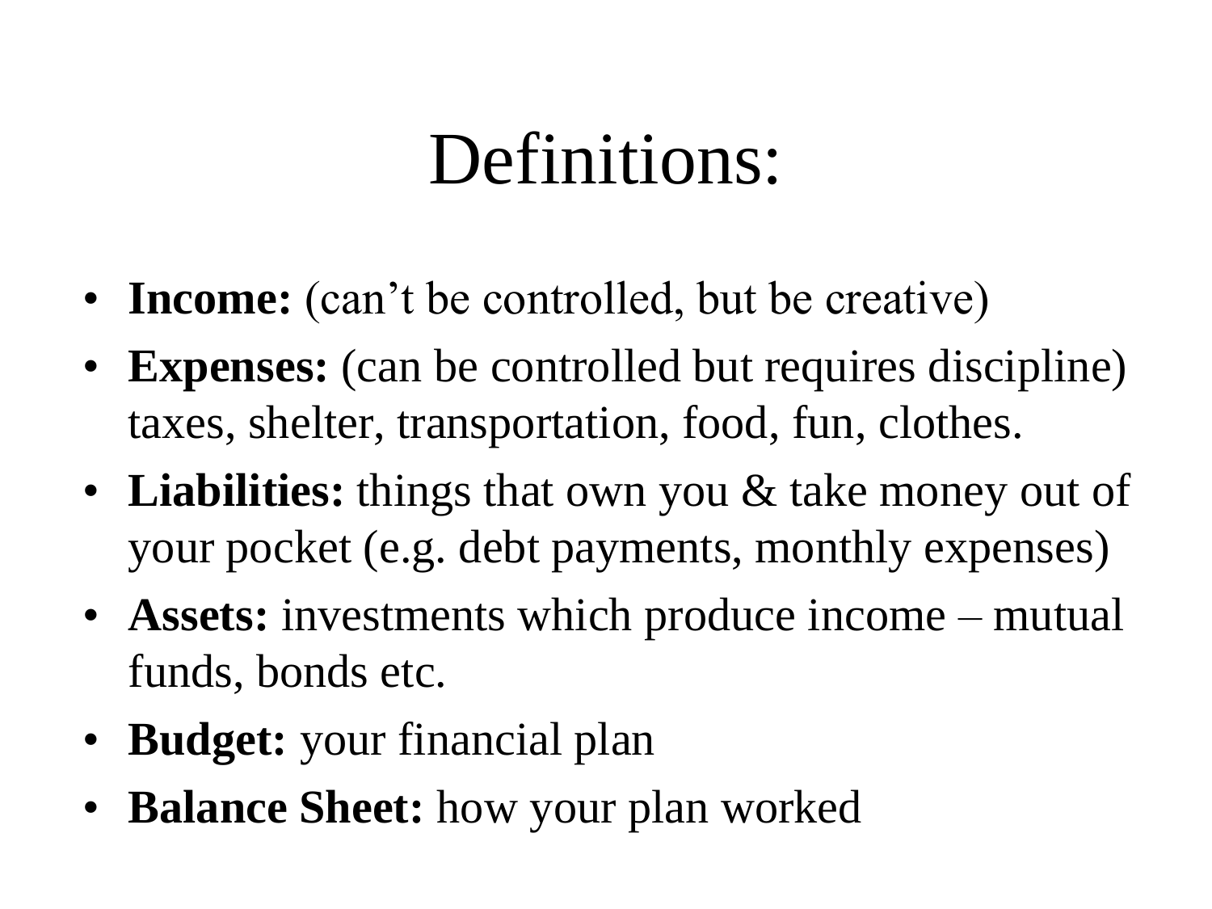# Definitions:

- **Income:** (can’t be controlled, but be creative)
- **Expenses:** (can be controlled but requires discipline) taxes, shelter, transportation, food, fun, clothes.
- **Liabilities:** things that own you & take money out of your pocket (e.g. debt payments, monthly expenses)
- **Assets:** investments which produce income – mutual funds, bonds etc.
- **Budget:** your financial plan
- **Balance Sheet:** how your plan worked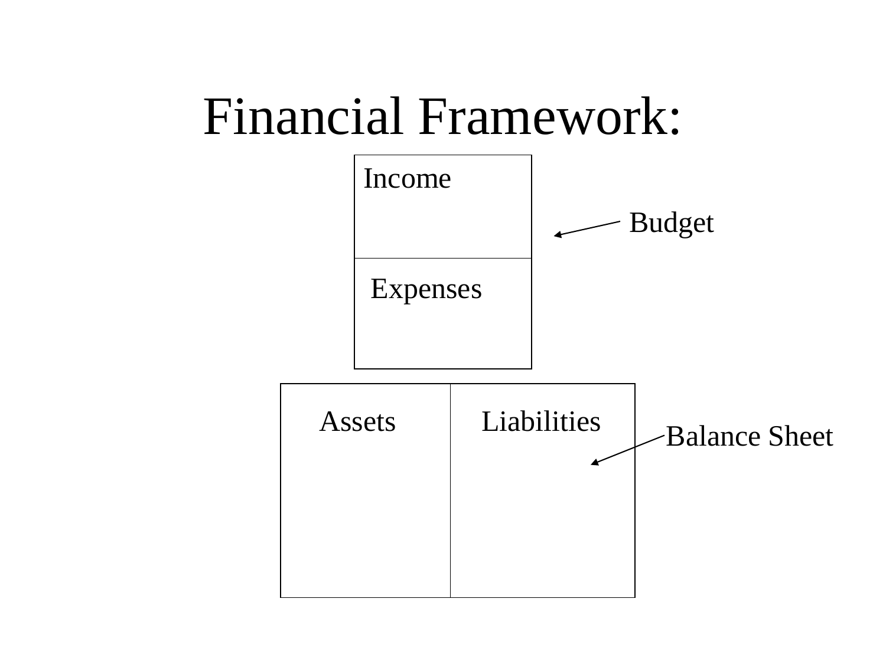# Financial Framework:

| Income |
|---|
| Expenses |

Budget

| Assets | Liabilities |
|---|---|
| | |

Balance Sheet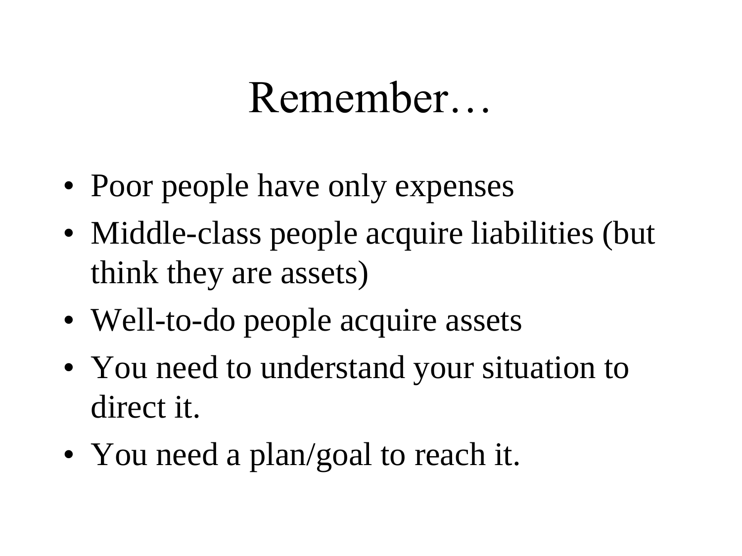# Remember…

- Poor people have only expenses
- Middle-class people acquire liabilities (but think they are assets)
- Well-to-do people acquire assets
- You need to understand your situation to direct it.
- You need a plan/goal to reach it.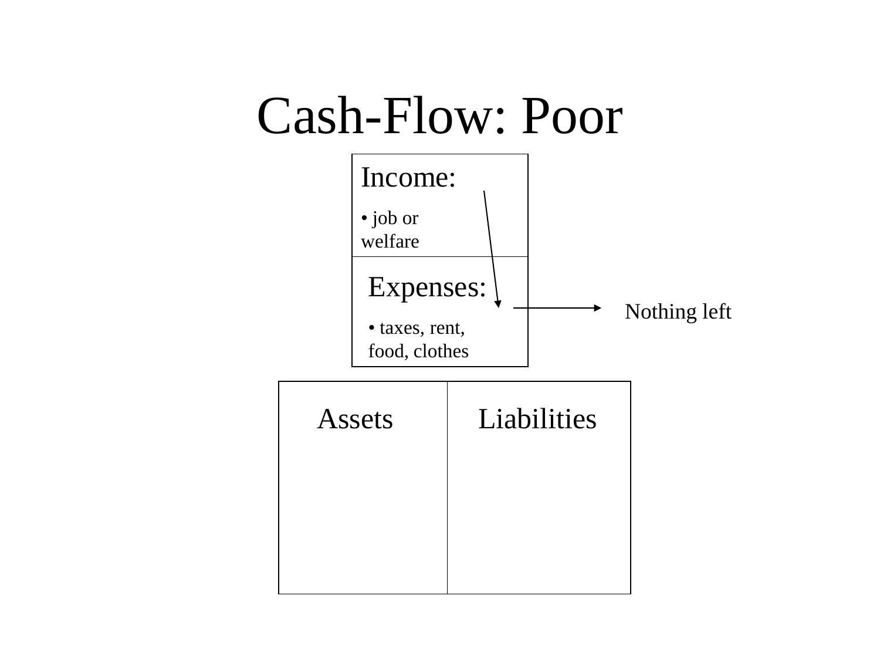# Cash-Flow: Poor

| Income: |
| --- |
| • job or welfare |
| Expenses: |
| • taxes, rent, food, clothes |

Nothing left

| Assets | Liabilities |
| --- | --- |
| | |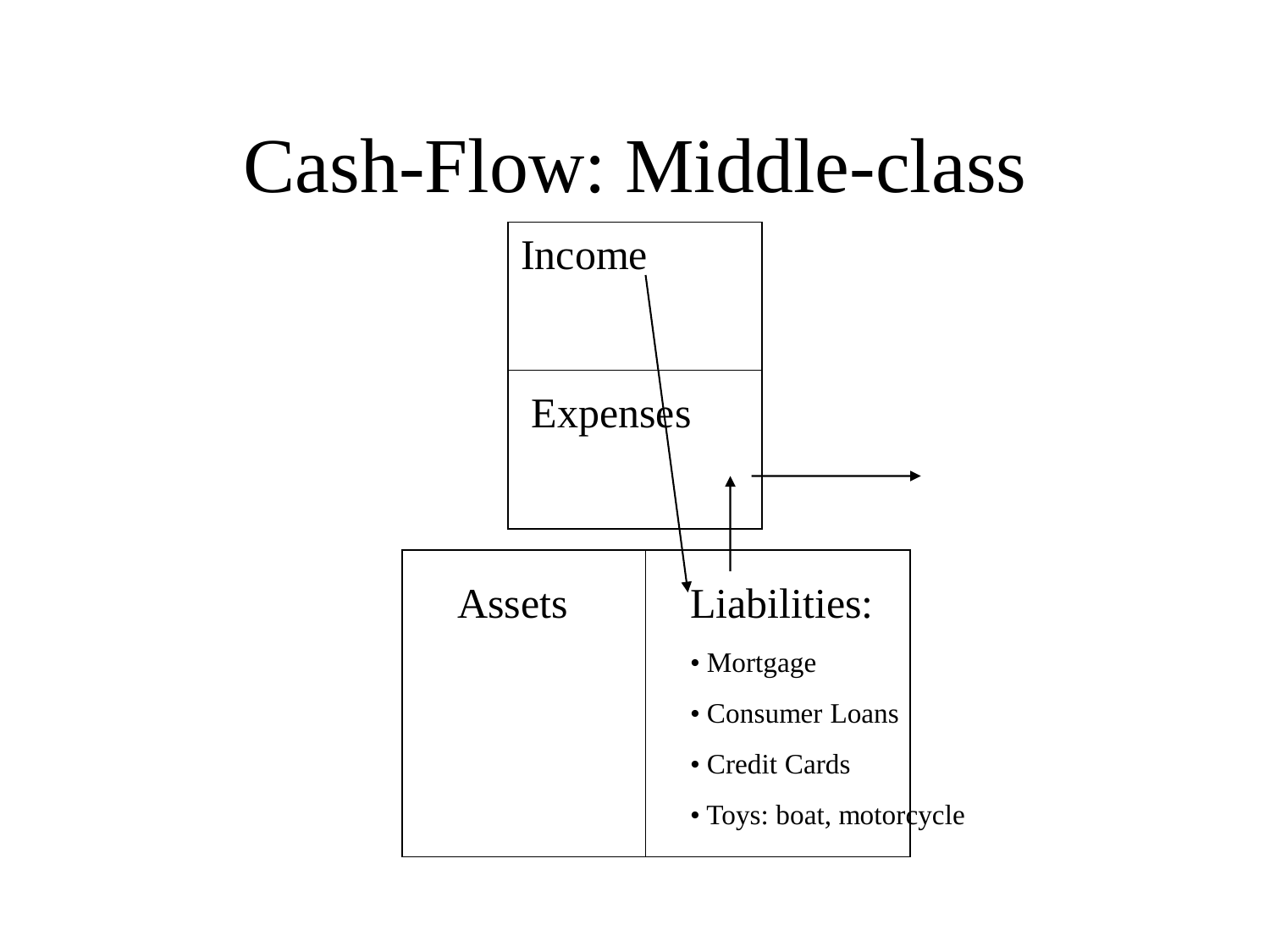# Cash-Flow: Middle-class

Income

Expenses

Assets

Liabilities:

- Mortgage
- Consumer Loans
- Credit Cards
- Toys: boat, motorcycle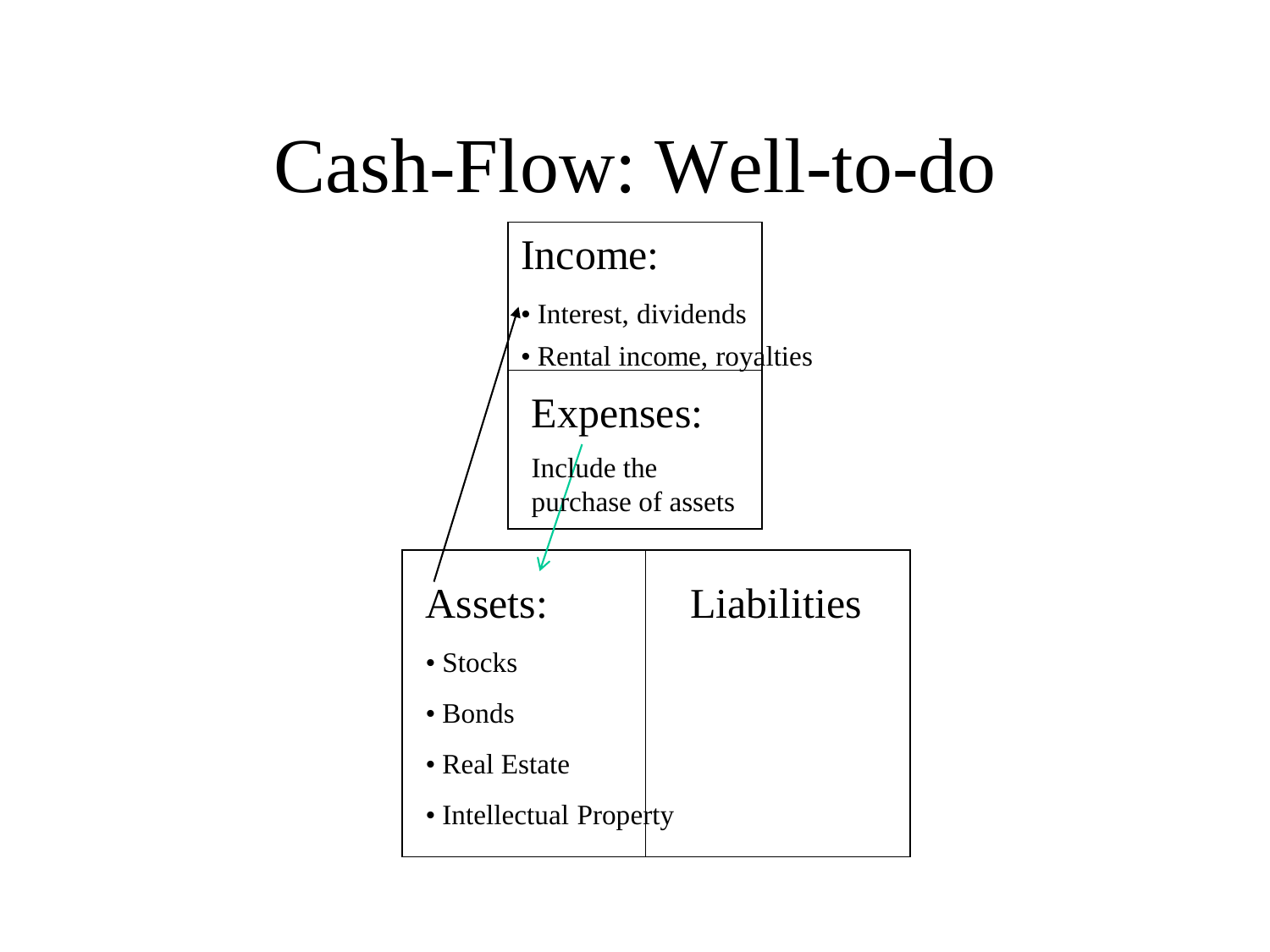# Cash-Flow: Well-to-do

## Income:

- Interest, dividends
- Rental income, royalties

## Expenses:

Include the purchase of assets

| Assets: | Liabilities |
|---|---|
| • Stocks<br>• Bonds<br>• Real Estate<br>• Intellectual Property | |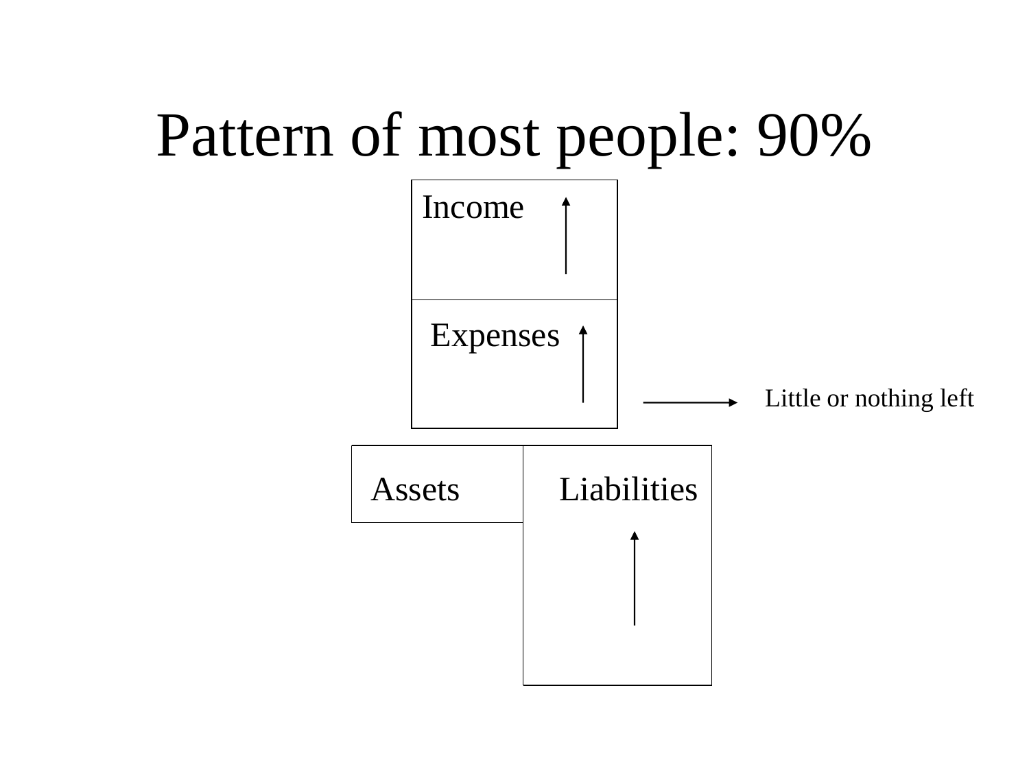# Pattern of most people: 90%

| Income ↑ |
| --- |
| Expenses ↑ |

→ Little or nothing left

| Assets | Liabilities ↑ |
| --- | --- |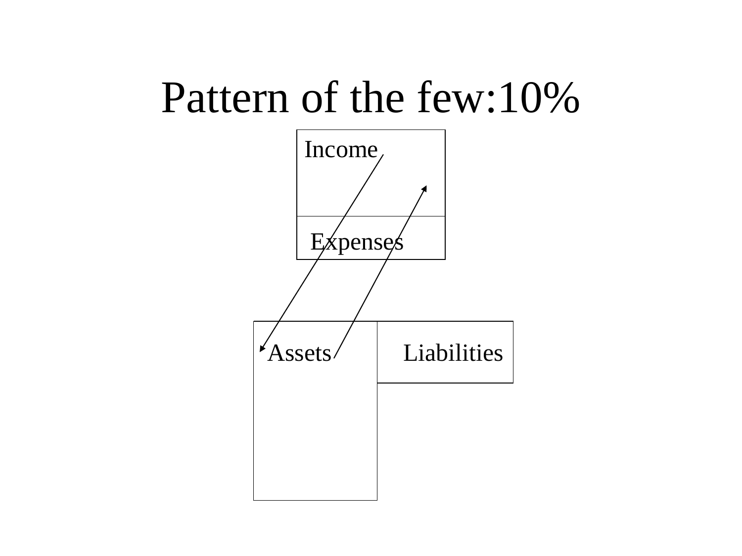# Pattern of the few:10%

Income

Expenses

Assets

Liabilities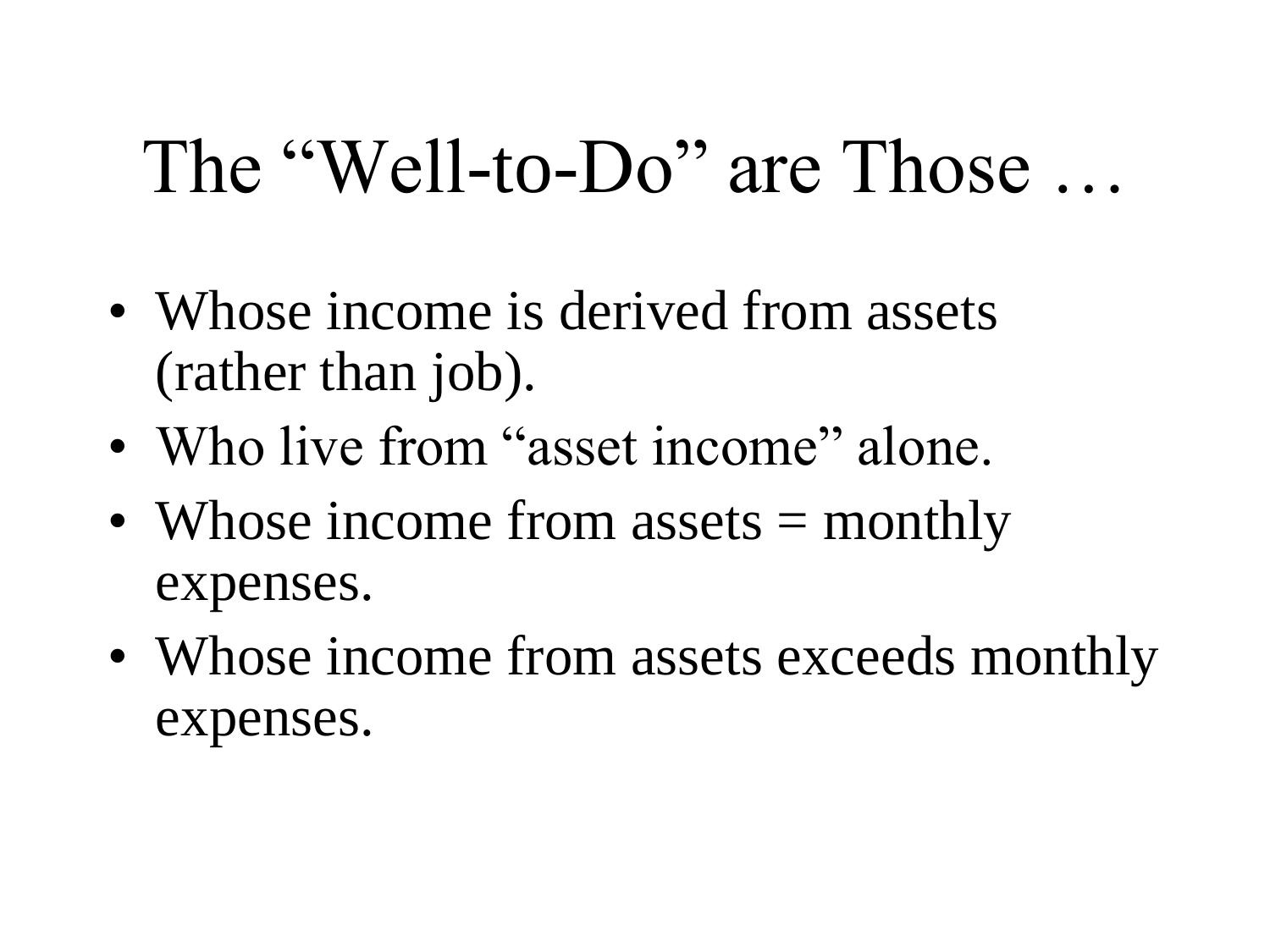# The “Well-to-Do” are Those …

- Whose income is derived from assets (rather than job).
- Who live from “asset income” alone.
- Whose income from assets = monthly expenses.
- Whose income from assets exceeds monthly expenses.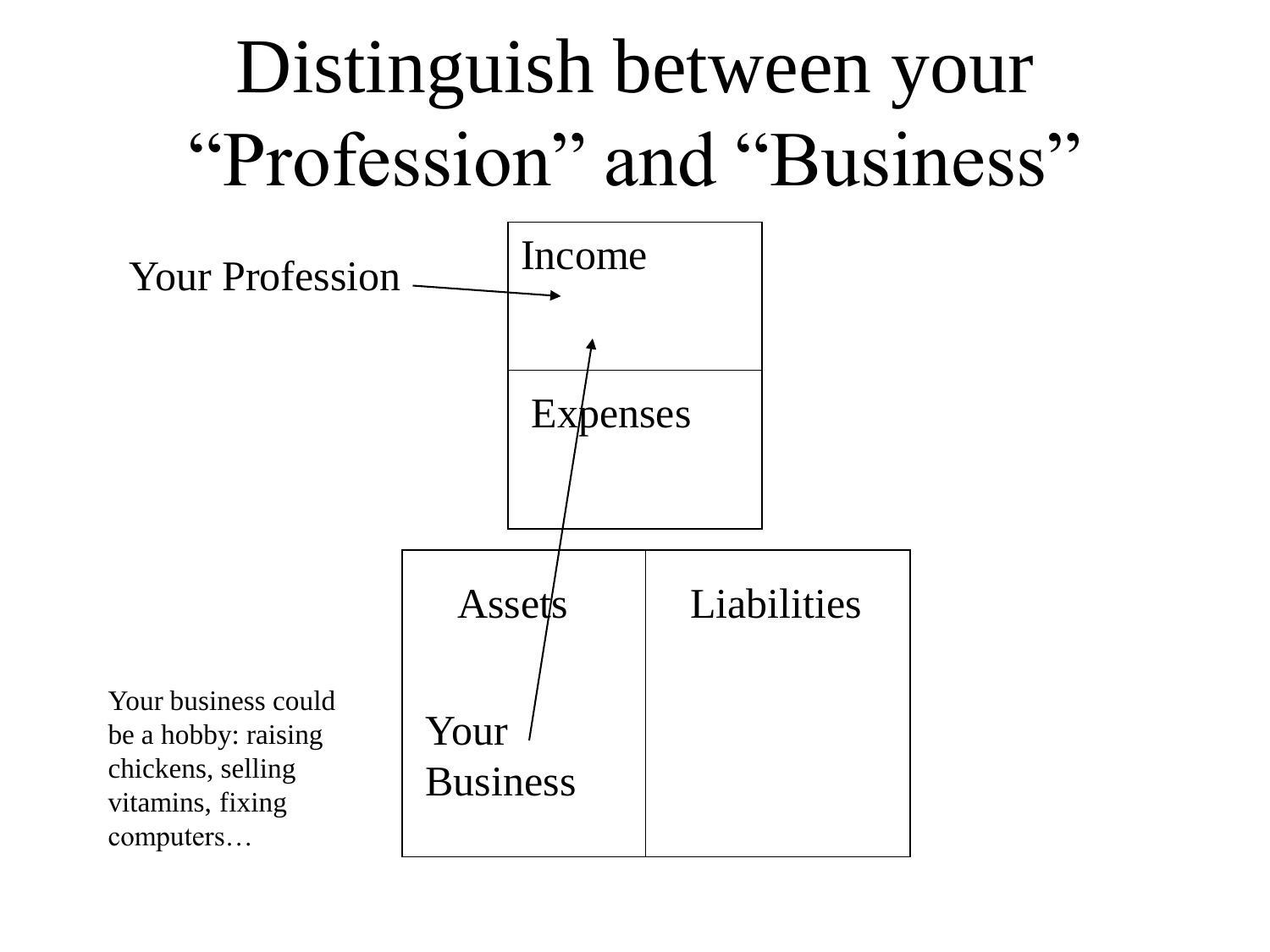# Distinguish between your "Profession" and "Business"

Your Profession

| Income |
| --- |
| Expenses |

| Assets | Liabilities |
| --- | --- |
| Your Business | |

Your business could be a hobby: raising chickens, selling vitamins, fixing computers…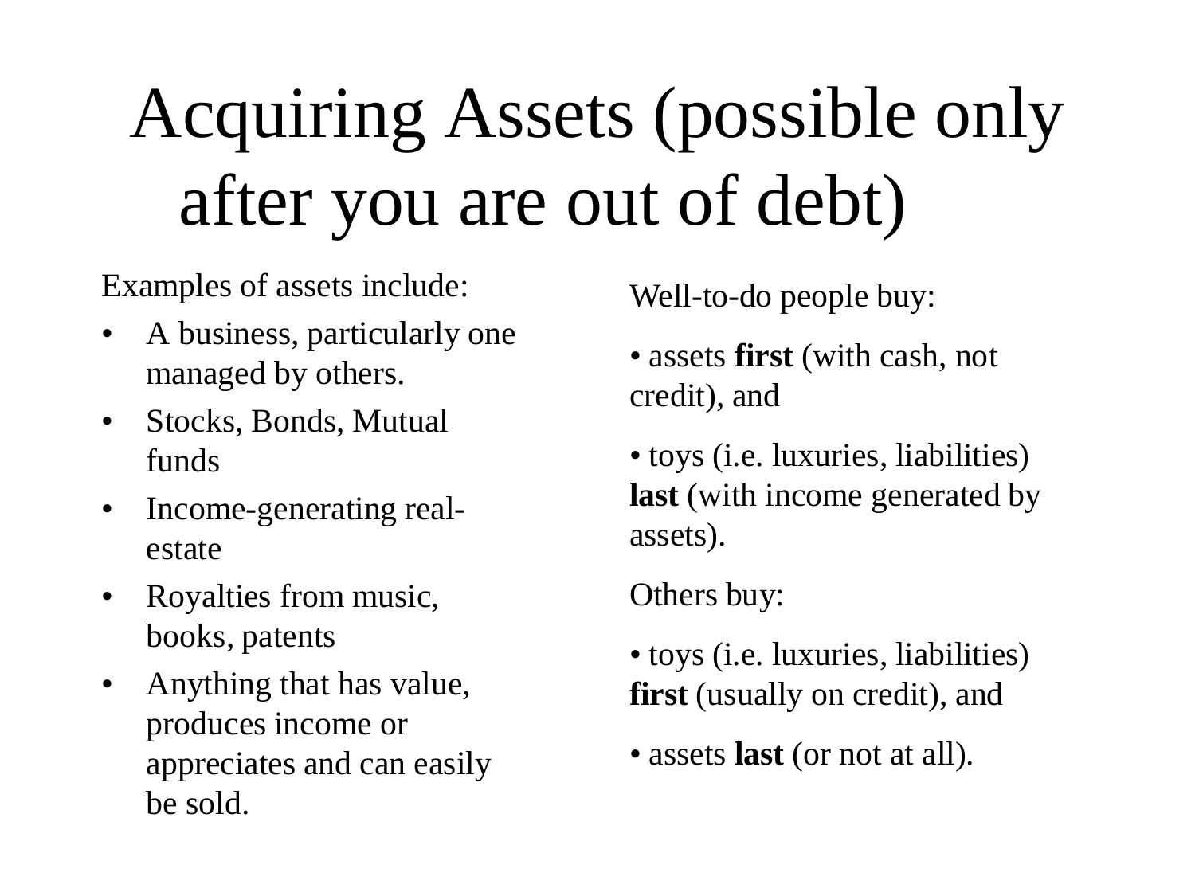# Acquiring Assets (possible only after you are out of debt)

Examples of assets include:

- A business, particularly one managed by others.
- Stocks, Bonds, Mutual funds
- Income-generating real-estate
- Royalties from music, books, patents
- Anything that has value, produces income or appreciates and can easily be sold.

Well-to-do people buy:

• assets **first** (with cash, not credit), and

• toys (i.e. luxuries, liabilities) **last** (with income generated by assets).

Others buy:

• toys (i.e. luxuries, liabilities) **first** (usually on credit), and

• assets **last** (or not at all).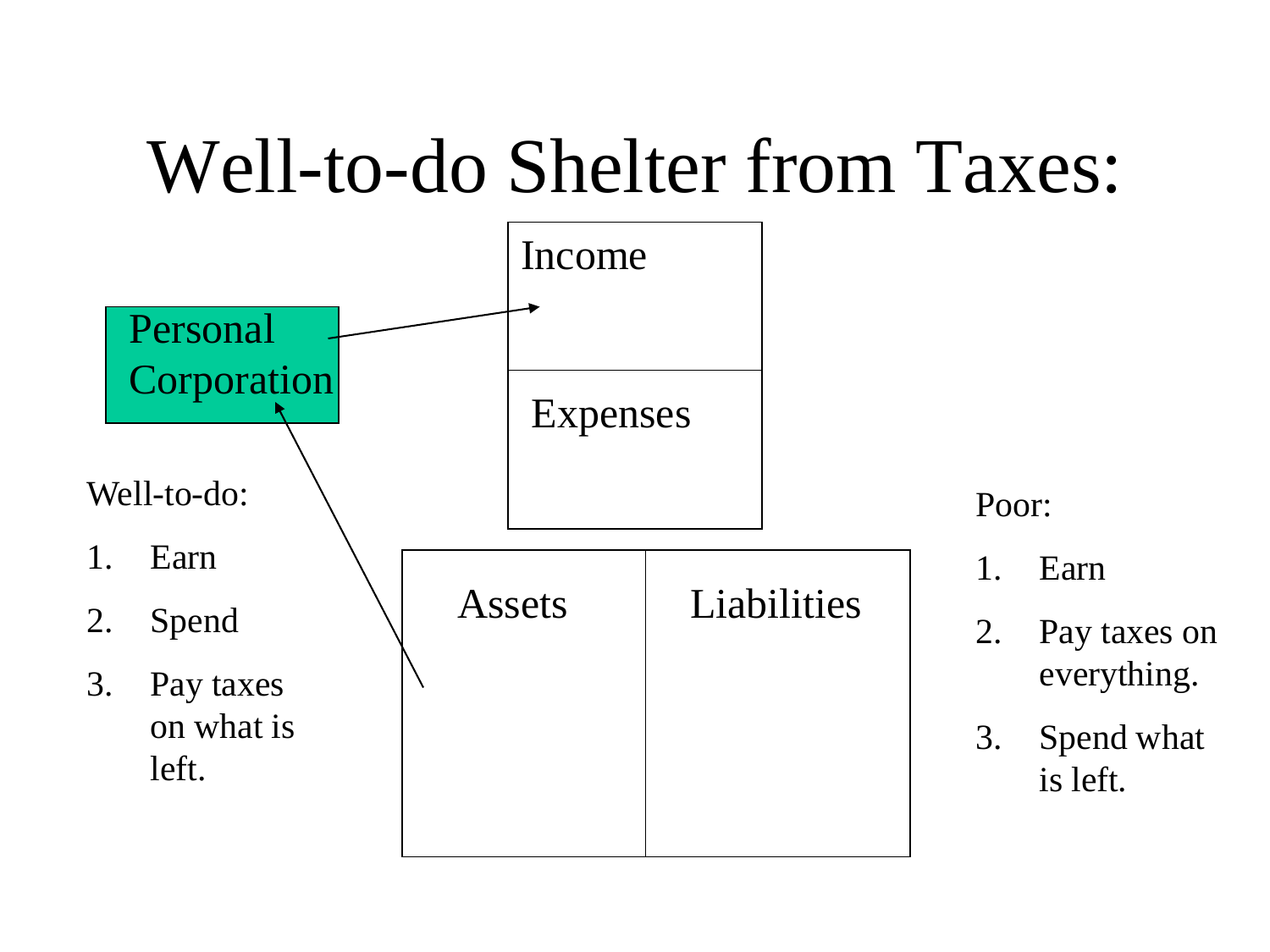# Well-to-do Shelter from Taxes:

Personal Corporation

| Income |
| --- |
| Expenses |

| Assets | Liabilities |
| --- | --- |

Well-to-do:

1. Earn
2. Spend
3. Pay taxes on what is left.

Poor:

1. Earn
2. Pay taxes on everything.
3. Spend what is left.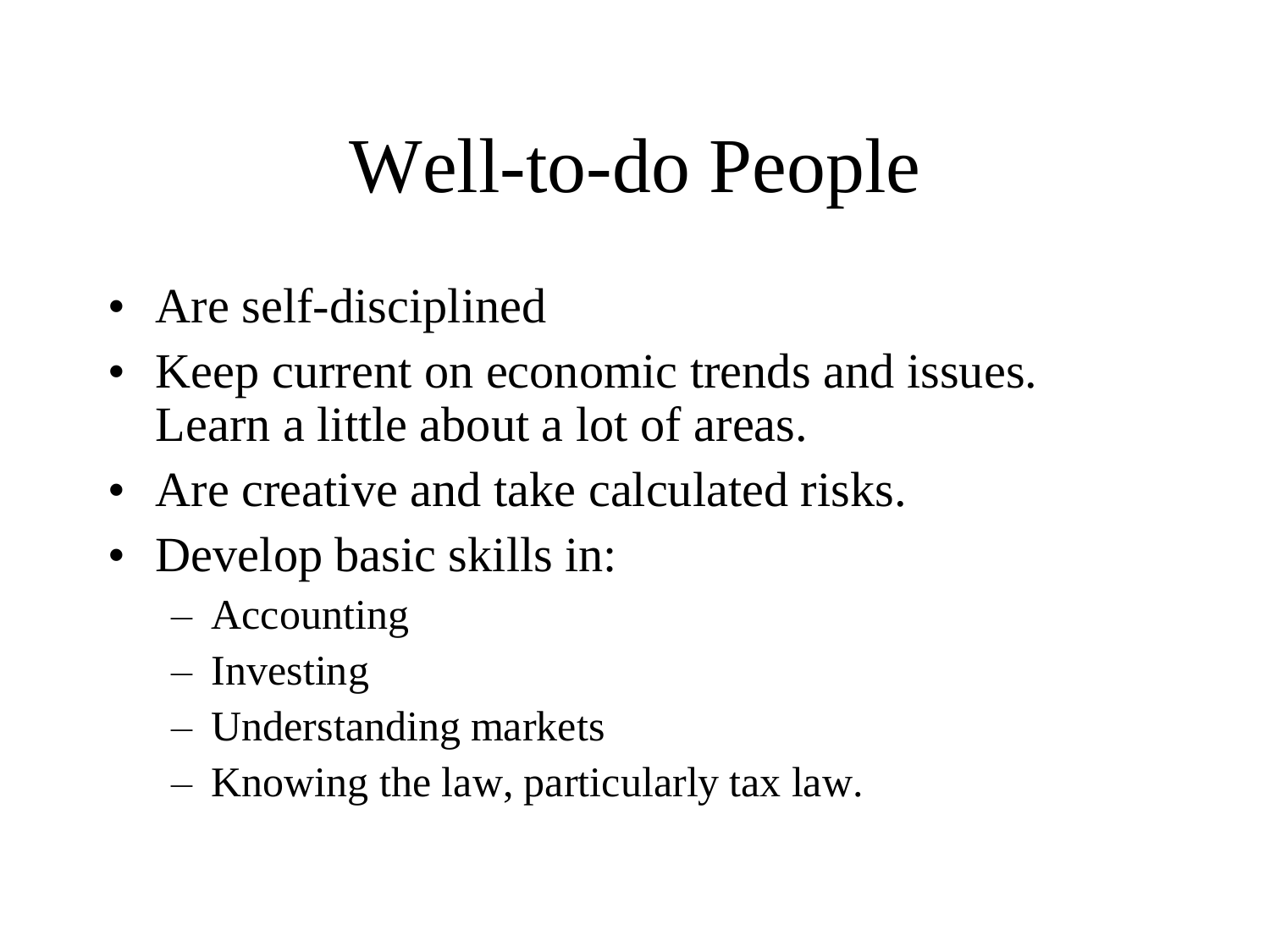# Well-to-do People

- Are self-disciplined
- Keep current on economic trends and issues. Learn a little about a lot of areas.
- Are creative and take calculated risks.
- Develop basic skills in:
  - Accounting
  - Investing
  - Understanding markets
  - Knowing the law, particularly tax law.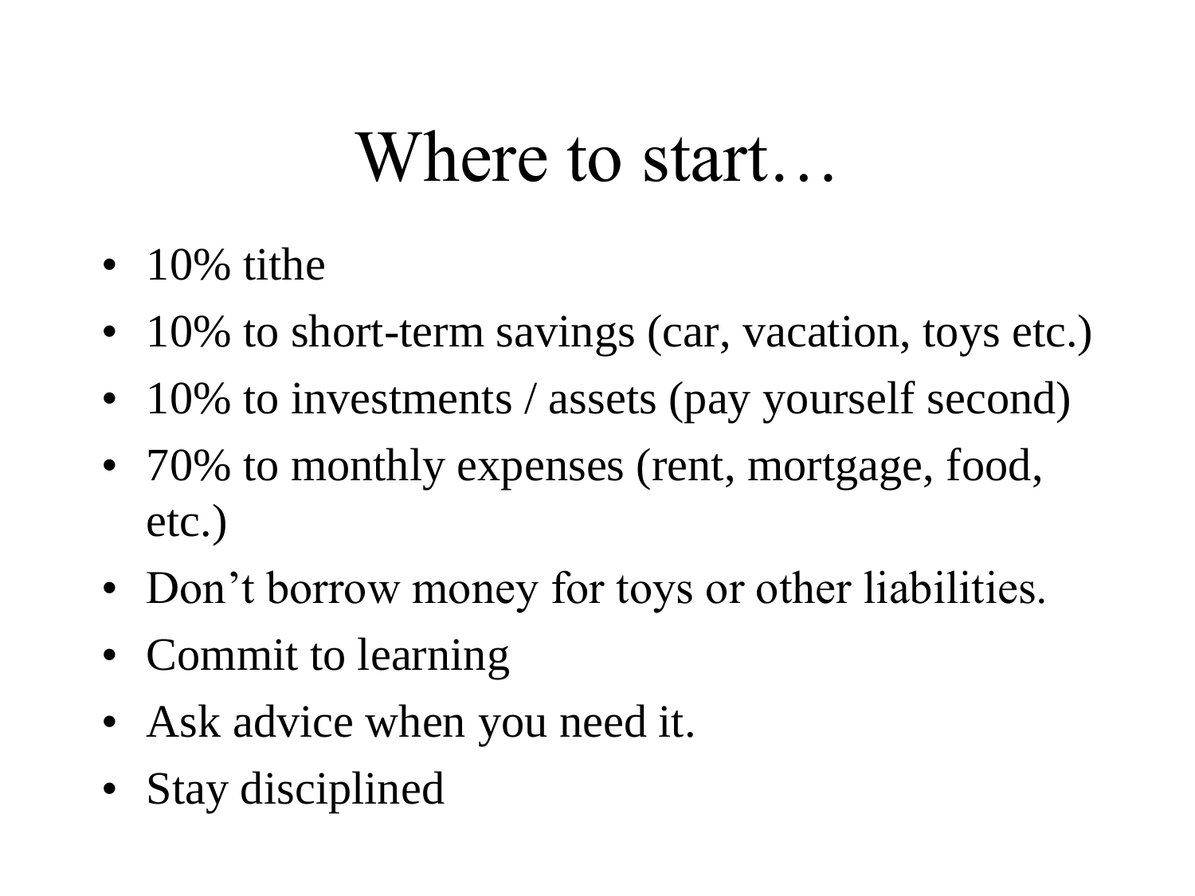# Where to start…

- 10% tithe
- 10% to short-term savings (car, vacation, toys etc.)
- 10% to investments / assets (pay yourself second)
- 70% to monthly expenses (rent, mortgage, food, etc.)
- Don't borrow money for toys or other liabilities.
- Commit to learning
- Ask advice when you need it.
- Stay disciplined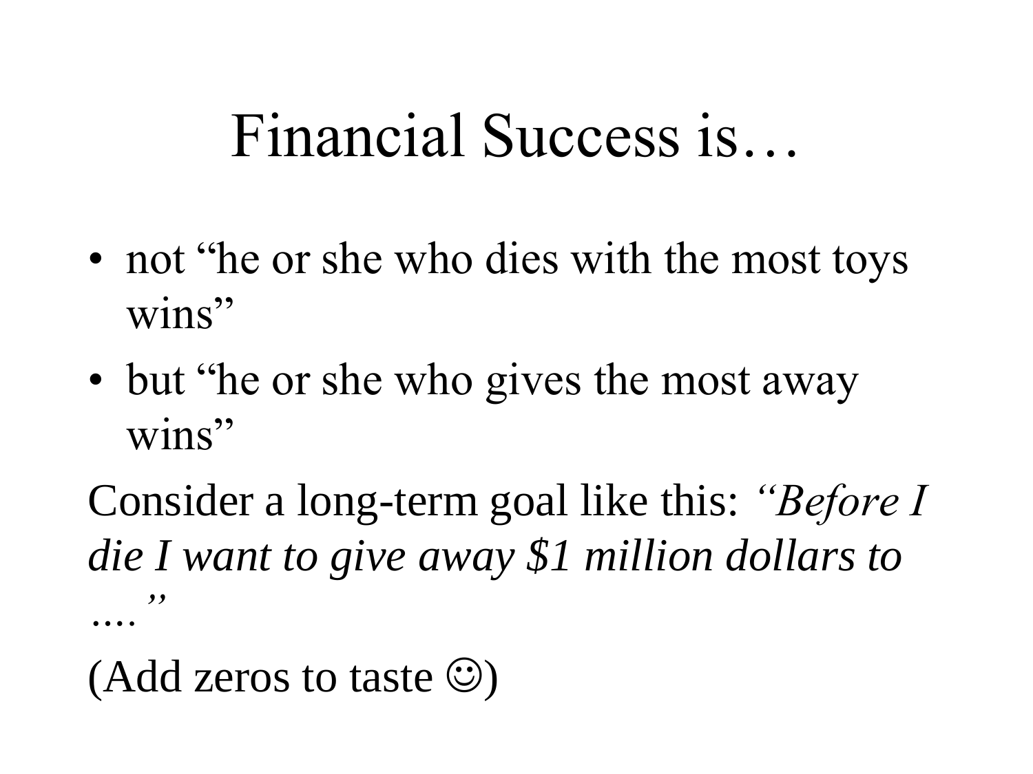# Financial Success is…

- not “he or she who dies with the most toys wins”
- but “he or she who gives the most away wins”

Consider a long-term goal like this: *“Before I die I want to give away $1 million dollars to ….”*

(Add zeros to taste ☺)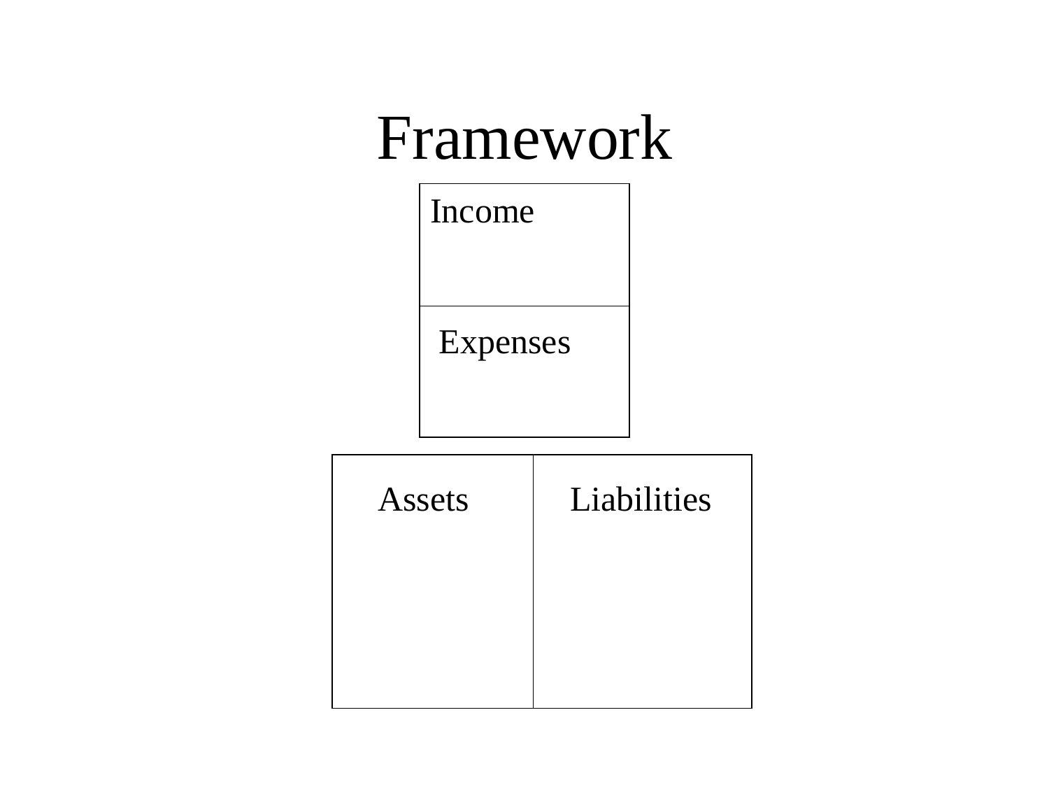# Framework

| Income |
| --- |
| Expenses |

| Assets | Liabilities |
| --- | --- |
| | |